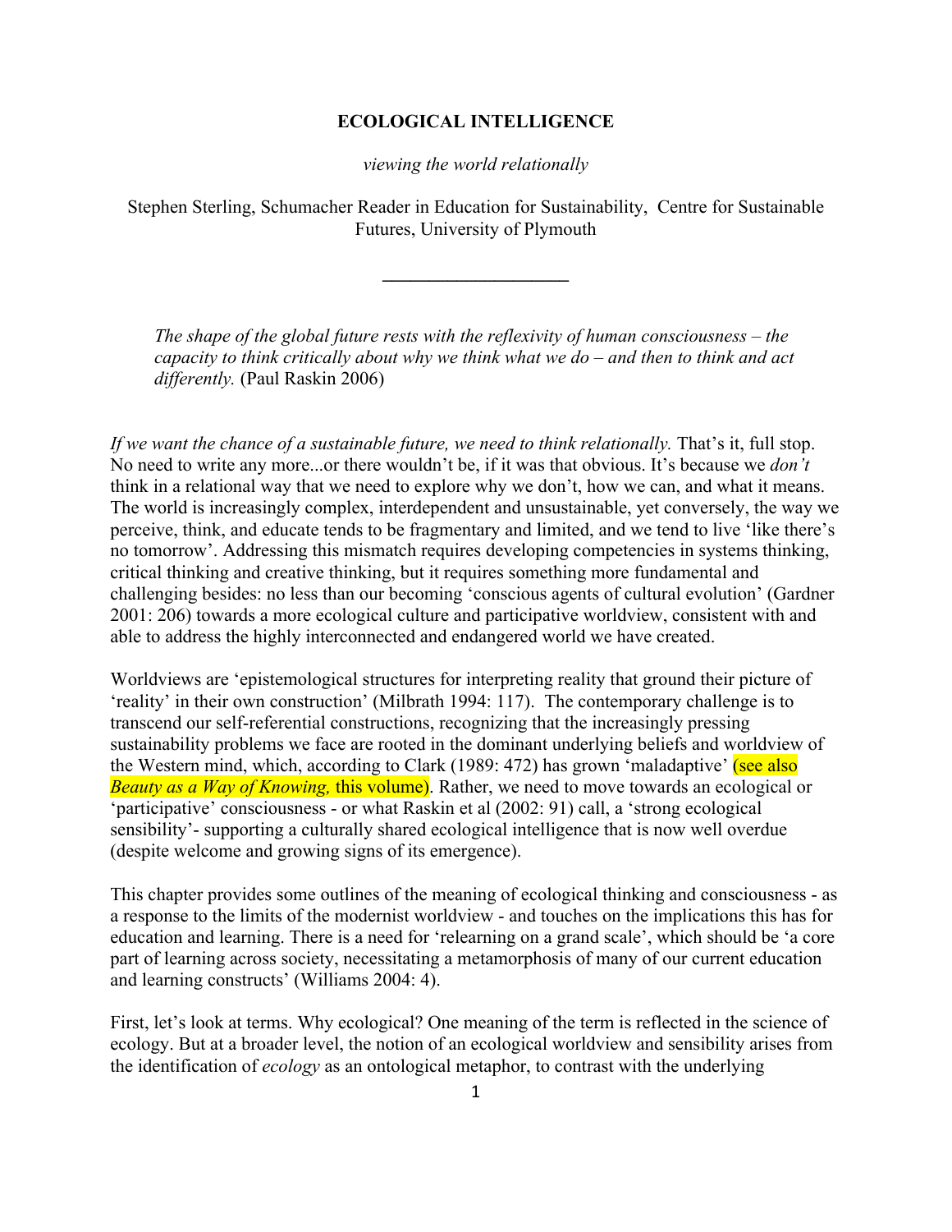# ECOLOGICAL INTELLIGENCE

*viewing the world relationally*

Stephen Sterling, Schumacher Reader in Education for Sustainability, Centre for Sustainable Futures, University of Plymouth

---

> *The shape of the global future rests with the reflexivity of human consciousness – the capacity to think critically about why we think what we do – and then to think and act differently.* (Paul Raskin 2006)

*If we want the chance of a sustainable future, we need to think relationally.* That's it, full stop. No need to write any more...or there wouldn't be, if it was that obvious. It's because we *don't* think in a relational way that we need to explore why we don't, how we can, and what it means. The world is increasingly complex, interdependent and unsustainable, yet conversely, the way we perceive, think, and educate tends to be fragmentary and limited, and we tend to live 'like there's no tomorrow'. Addressing this mismatch requires developing competencies in systems thinking, critical thinking and creative thinking, but it requires something more fundamental and challenging besides: no less than our becoming 'conscious agents of cultural evolution' (Gardner 2001: 206) towards a more ecological culture and participative worldview, consistent with and able to address the highly interconnected and endangered world we have created.

Worldviews are 'epistemological structures for interpreting reality that ground their picture of 'reality' in their own construction' (Milbrath 1994: 117). The contemporary challenge is to transcend our self-referential constructions, recognizing that the increasingly pressing sustainability problems we face are rooted in the dominant underlying beliefs and worldview of the Western mind, which, according to Clark (1989: 472) has grown 'maladaptive' (see also *Beauty as a Way of Knowing,* this volume). Rather, we need to move towards an ecological or 'participative' consciousness - or what Raskin et al (2002: 91) call, a 'strong ecological sensibility'- supporting a culturally shared ecological intelligence that is now well overdue (despite welcome and growing signs of its emergence).

This chapter provides some outlines of the meaning of ecological thinking and consciousness - as a response to the limits of the modernist worldview - and touches on the implications this has for education and learning. There is a need for 'relearning on a grand scale', which should be 'a core part of learning across society, necessitating a metamorphosis of many of our current education and learning constructs' (Williams 2004: 4).

First, let's look at terms. Why ecological? One meaning of the term is reflected in the science of ecology. But at a broader level, the notion of an ecological worldview and sensibility arises from the identification of *ecology* as an ontological metaphor, to contrast with the underlying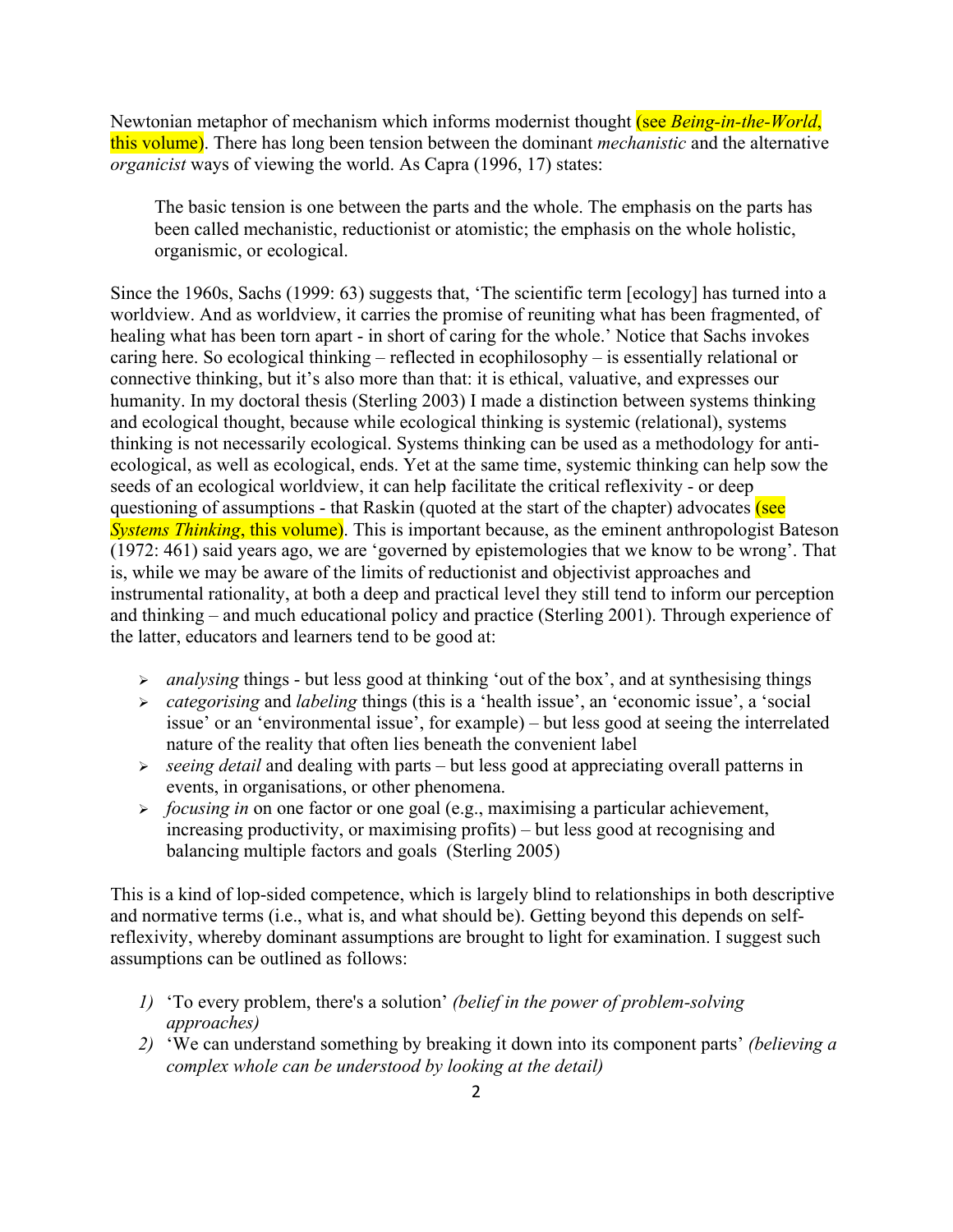Newtonian metaphor of mechanism which informs modernist thought (see *Being-in-the-World*, this volume). There has long been tension between the dominant *mechanistic* and the alternative *organicist* ways of viewing the world. As Capra (1996, 17) states:

> The basic tension is one between the parts and the whole. The emphasis on the parts has been called mechanistic, reductionist or atomistic; the emphasis on the whole holistic, organismic, or ecological.

Since the 1960s, Sachs (1999: 63) suggests that, 'The scientific term [ecology] has turned into a worldview. And as worldview, it carries the promise of reuniting what has been fragmented, of healing what has been torn apart - in short of caring for the whole.' Notice that Sachs invokes caring here. So ecological thinking – reflected in ecophilosophy – is essentially relational or connective thinking, but it's also more than that: it is ethical, valuative, and expresses our humanity. In my doctoral thesis (Sterling 2003) I made a distinction between systems thinking and ecological thought, because while ecological thinking is systemic (relational), systems thinking is not necessarily ecological. Systems thinking can be used as a methodology for anti-ecological, as well as ecological, ends. Yet at the same time, systemic thinking can help sow the seeds of an ecological worldview, it can help facilitate the critical reflexivity - or deep questioning of assumptions - that Raskin (quoted at the start of the chapter) advocates (see *Systems Thinking*, this volume). This is important because, as the eminent anthropologist Bateson (1972: 461) said years ago, we are 'governed by epistemologies that we know to be wrong'. That is, while we may be aware of the limits of reductionist and objectivist approaches and instrumental rationality, at both a deep and practical level they still tend to inform our perception and thinking – and much educational policy and practice (Sterling 2001). Through experience of the latter, educators and learners tend to be good at:

- *analysing* things - but less good at thinking 'out of the box', and at synthesising things
- *categorising* and *labeling* things (this is a 'health issue', an 'economic issue', a 'social issue' or an 'environmental issue', for example) – but less good at seeing the interrelated nature of the reality that often lies beneath the convenient label
- *seeing detail* and dealing with parts – but less good at appreciating overall patterns in events, in organisations, or other phenomena.
- *focusing in* on one factor or one goal (e.g., maximising a particular achievement, increasing productivity, or maximising profits) – but less good at recognising and balancing multiple factors and goals (Sterling 2005)

This is a kind of lop-sided competence, which is largely blind to relationships in both descriptive and normative terms (i.e., what is, and what should be). Getting beyond this depends on self-reflexivity, whereby dominant assumptions are brought to light for examination. I suggest such assumptions can be outlined as follows:

1) 'To every problem, there's a solution' *(belief in the power of problem-solving approaches)*
2) 'We can understand something by breaking it down into its component parts' *(believing a complex whole can be understood by looking at the detail)*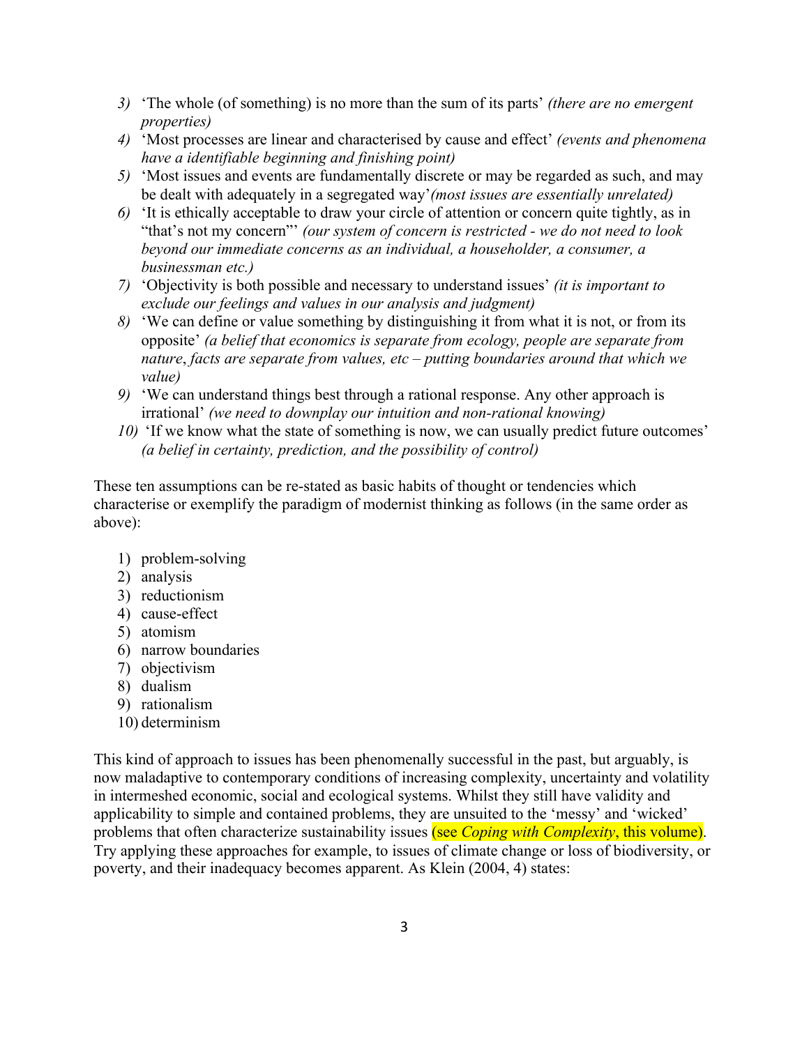3) 'The whole (of something) is no more than the sum of its parts' *(there are no emergent properties)*
4) 'Most processes are linear and characterised by cause and effect' *(events and phenomena have a identifiable beginning and finishing point)*
5) 'Most issues and events are fundamentally discrete or may be regarded as such, and may be dealt with adequately in a segregated way'*(most issues are essentially unrelated)*
6) 'It is ethically acceptable to draw your circle of attention or concern quite tightly, as in "that's not my concern"' *(our system of concern is restricted - we do not need to look beyond our immediate concerns as an individual, a householder, a consumer, a businessman etc.)*
7) 'Objectivity is both possible and necessary to understand issues' *(it is important to exclude our feelings and values in our analysis and judgment)*
8) 'We can define or value something by distinguishing it from what it is not, or from its opposite' *(a belief that economics is separate from ecology, people are separate from nature, facts are separate from values, etc – putting boundaries around that which we value)*
9) 'We can understand things best through a rational response. Any other approach is irrational' *(we need to downplay our intuition and non-rational knowing)*
10) 'If we know what the state of something is now, we can usually predict future outcomes' *(a belief in certainty, prediction, and the possibility of control)*

These ten assumptions can be re-stated as basic habits of thought or tendencies which characterise or exemplify the paradigm of modernist thinking as follows (in the same order as above):

1) problem-solving
2) analysis
3) reductionism
4) cause-effect
5) atomism
6) narrow boundaries
7) objectivism
8) dualism
9) rationalism
10) determinism

This kind of approach to issues has been phenomenally successful in the past, but arguably, is now maladaptive to contemporary conditions of increasing complexity, uncertainty and volatility in intermeshed economic, social and ecological systems. Whilst they still have validity and applicability to simple and contained problems, they are unsuited to the 'messy' and 'wicked' problems that often characterize sustainability issues (see *Coping with Complexity*, this volume). Try applying these approaches for example, to issues of climate change or loss of biodiversity, or poverty, and their inadequacy becomes apparent. As Klein (2004, 4) states: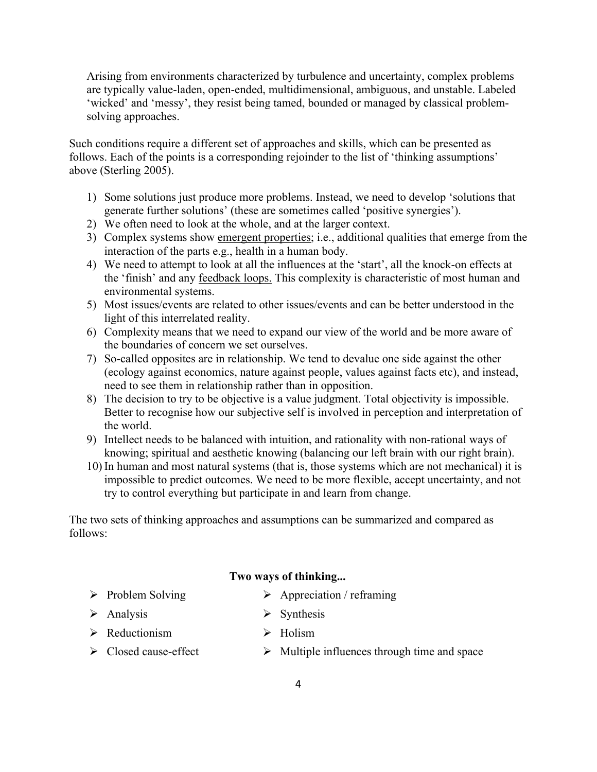> Arising from environments characterized by turbulence and uncertainty, complex problems are typically value-laden, open-ended, multidimensional, ambiguous, and unstable. Labeled 'wicked' and 'messy', they resist being tamed, bounded or managed by classical problem-solving approaches.

Such conditions require a different set of approaches and skills, which can be presented as follows. Each of the points is a corresponding rejoinder to the list of 'thinking assumptions' above (Sterling 2005).

1) Some solutions just produce more problems. Instead, we need to develop 'solutions that generate further solutions' (these are sometimes called 'positive synergies').
2) We often need to look at the whole, and at the larger context.
3) Complex systems show <u>emergent properties</u>; i.e., additional qualities that emerge from the interaction of the parts e.g., health in a human body.
4) We need to attempt to look at all the influences at the 'start', all the knock-on effects at the 'finish' and any <u>feedback loops.</u> This complexity is characteristic of most human and environmental systems.
5) Most issues/events are related to other issues/events and can be better understood in the light of this interrelated reality.
6) Complexity means that we need to expand our view of the world and be more aware of the boundaries of concern we set ourselves.
7) So-called opposites are in relationship. We tend to devalue one side against the other (ecology against economics, nature against people, values against facts etc), and instead, need to see them in relationship rather than in opposition.
8) The decision to try to be objective is a value judgment. Total objectivity is impossible. Better to recognise how our subjective self is involved in perception and interpretation of the world.
9) Intellect needs to be balanced with intuition, and rationality with non-rational ways of knowing; spiritual and aesthetic knowing (balancing our left brain with our right brain).
10) In human and most natural systems (that is, those systems which are not mechanical) it is impossible to predict outcomes. We need to be more flexible, accept uncertainty, and not try to control everything but participate in and learn from change.

The two sets of thinking approaches and assumptions can be summarized and compared as follows:

**Two ways of thinking...**

| | |
|---|---|
| ➢ Problem Solving | ➢ Appreciation / reframing |
| ➢ Analysis | ➢ Synthesis |
| ➢ Reductionism | ➢ Holism |
| ➢ Closed cause-effect | ➢ Multiple influences through time and space |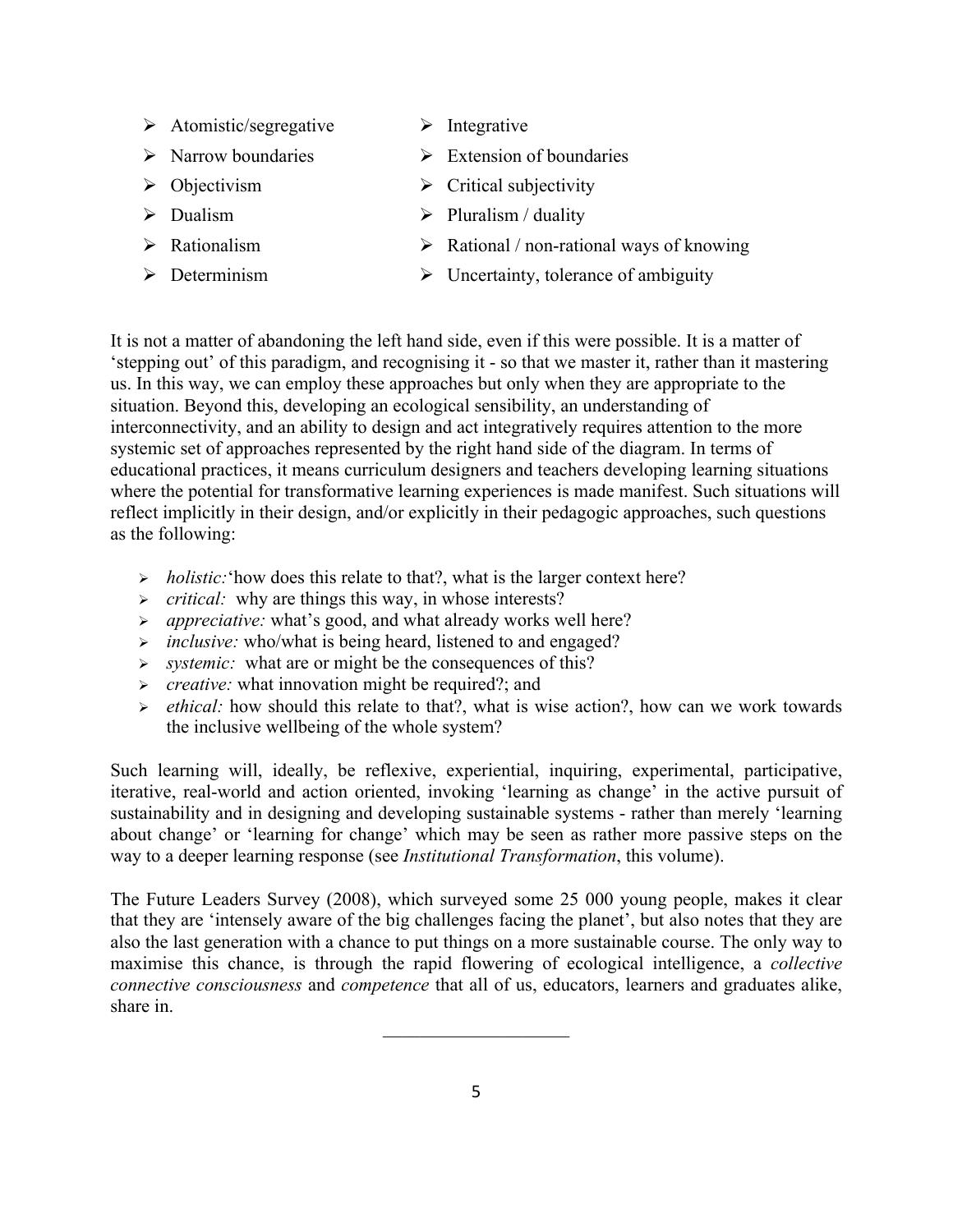| | |
|---|---|
| Atomistic/segregative | Integrative |
| Narrow boundaries | Extension of boundaries |
| Objectivism | Critical subjectivity |
| Dualism | Pluralism / duality |
| Rationalism | Rational / non-rational ways of knowing |
| Determinism | Uncertainty, tolerance of ambiguity |

It is not a matter of abandoning the left hand side, even if this were possible. It is a matter of 'stepping out' of this paradigm, and recognising it - so that we master it, rather than it mastering us. In this way, we can employ these approaches but only when they are appropriate to the situation. Beyond this, developing an ecological sensibility, an understanding of interconnectivity, and an ability to design and act integratively requires attention to the more systemic set of approaches represented by the right hand side of the diagram. In terms of educational practices, it means curriculum designers and teachers developing learning situations where the potential for transformative learning experiences is made manifest. Such situations will reflect implicitly in their design, and/or explicitly in their pedagogic approaches, such questions as the following:

- *holistic:*'how does this relate to that?, what is the larger context here?
- *critical:* why are things this way, in whose interests?
- *appreciative:* what's good, and what already works well here?
- *inclusive:* who/what is being heard, listened to and engaged?
- *systemic:* what are or might be the consequences of this?
- *creative:* what innovation might be required?; and
- *ethical:* how should this relate to that?, what is wise action?, how can we work towards the inclusive wellbeing of the whole system?

Such learning will, ideally, be reflexive, experiential, inquiring, experimental, participative, iterative, real-world and action oriented, invoking 'learning as change' in the active pursuit of sustainability and in designing and developing sustainable systems - rather than merely 'learning about change' or 'learning for change' which may be seen as rather more passive steps on the way to a deeper learning response (see *Institutional Transformation*, this volume).

The Future Leaders Survey (2008), which surveyed some 25 000 young people, makes it clear that they are 'intensely aware of the big challenges facing the planet', but also notes that they are also the last generation with a chance to put things on a more sustainable course. The only way to maximise this chance, is through the rapid flowering of ecological intelligence, a *collective connective consciousness* and *competence* that all of us, educators, learners and graduates alike, share in.

---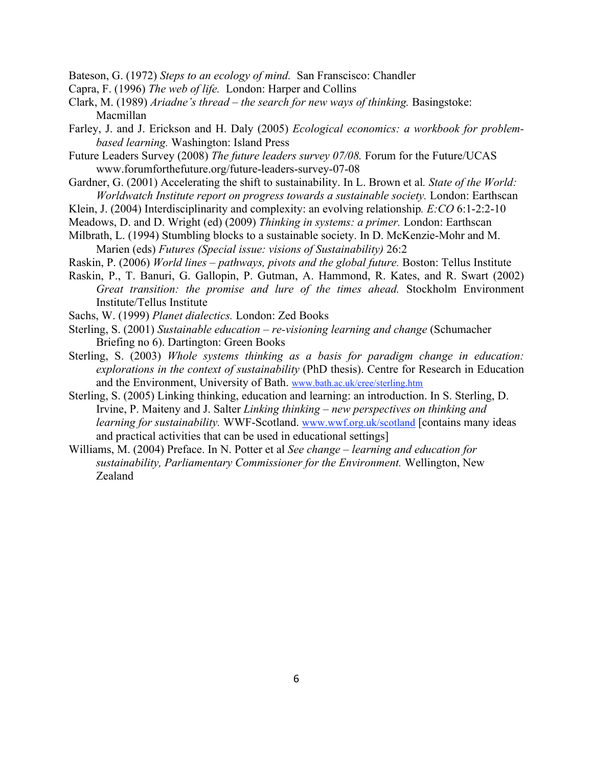Bateson, G. (1972) *Steps to an ecology of mind.* San Franscisco: Chandler

Capra, F. (1996) *The web of life.* London: Harper and Collins

Clark, M. (1989) *Ariadne's thread – the search for new ways of thinking.* Basingstoke: Macmillan

Farley, J. and J. Erickson and H. Daly (2005) *Ecological economics: a workbook for problem-based learning.* Washington: Island Press

Future Leaders Survey (2008) *The future leaders survey 07/08.* Forum for the Future/UCAS www.forumforthefuture.org/future-leaders-survey-07-08

Gardner, G. (2001) Accelerating the shift to sustainability. In L. Brown et al*. State of the World: Worldwatch Institute report on progress towards a sustainable society.* London: Earthscan

Klein, J. (2004) Interdisciplinarity and complexity: an evolving relationship*. E:CO* 6:1-2:2-10

Meadows, D. and D. Wright (ed) (2009) *Thinking in systems: a primer.* London: Earthscan

Milbrath, L. (1994) Stumbling blocks to a sustainable society. In D. McKenzie-Mohr and M. Marien (eds) *Futures (Special issue: visions of Sustainability)* 26:2

Raskin, P. (2006) *World lines – pathways, pivots and the global future.* Boston: Tellus Institute

Raskin, P., T. Banuri, G. Gallopin, P. Gutman, A. Hammond, R. Kates, and R. Swart (2002) *Great transition: the promise and lure of the times ahead.* Stockholm Environment Institute/Tellus Institute

Sachs, W. (1999) *Planet dialectics.* London: Zed Books

Sterling, S. (2001) *Sustainable education – re-visioning learning and change* (Schumacher Briefing no 6). Dartington: Green Books

Sterling, S. (2003) *Whole systems thinking as a basis for paradigm change in education: explorations in the context of sustainability* (PhD thesis). Centre for Research in Education and the Environment, University of Bath. www.bath.ac.uk/cree/sterling.htm

Sterling, S. (2005) Linking thinking, education and learning: an introduction. In S. Sterling, D. Irvine, P. Maiteny and J. Salter *Linking thinking – new perspectives on thinking and learning for sustainability.* WWF-Scotland. www.wwf.org.uk/scotland [contains many ideas and practical activities that can be used in educational settings]

Williams, M. (2004) Preface. In N. Potter et al *See change – learning and education for sustainability, Parliamentary Commissioner for the Environment.* Wellington, New Zealand